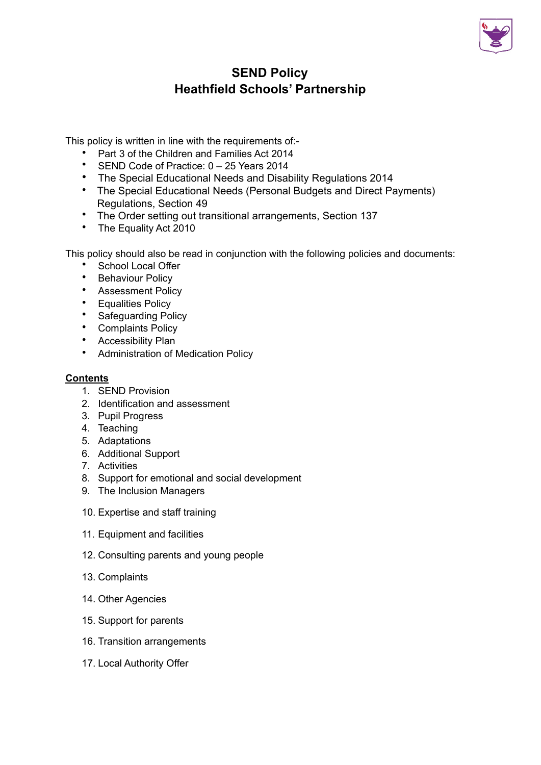# SEND Policy
# Heathfield Schools' Partnership

This policy is written in line with the requirements of:-

- Part 3 of the Children and Families Act 2014
- SEND Code of Practice: 0 – 25 Years 2014
- The Special Educational Needs and Disability Regulations 2014
- The Special Educational Needs (Personal Budgets and Direct Payments) Regulations, Section 49
- The Order setting out transitional arrangements, Section 137
- The Equality Act 2010

This policy should also be read in conjunction with the following policies and documents:

- School Local Offer
- Behaviour Policy
- Assessment Policy
- Equalities Policy
- Safeguarding Policy
- Complaints Policy
- Accessibility Plan
- Administration of Medication Policy

**Contents**

1. SEND Provision
2. Identification and assessment
3. Pupil Progress
4. Teaching
5. Adaptations
6. Additional Support
7. Activities
8. Support for emotional and social development
9. The Inclusion Managers
10. Expertise and staff training
11. Equipment and facilities
12. Consulting parents and young people
13. Complaints
14. Other Agencies
15. Support for parents
16. Transition arrangements
17. Local Authority Offer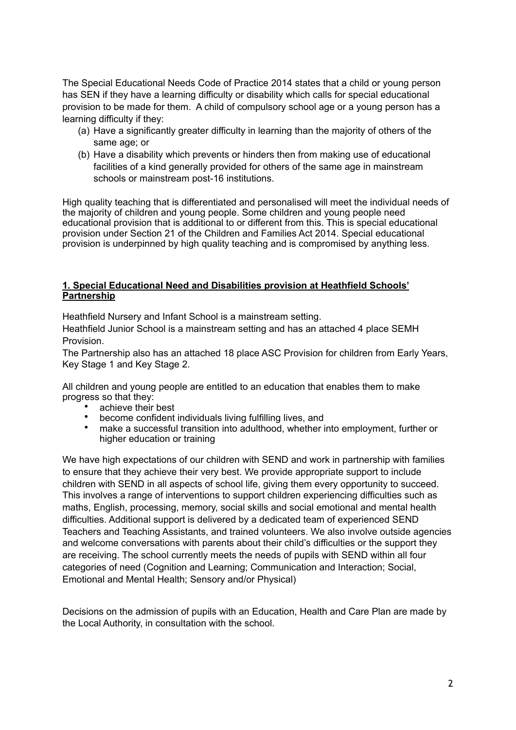The Special Educational Needs Code of Practice 2014 states that a child or young person has SEN if they have a learning difficulty or disability which calls for special educational provision to be made for them. A child of compulsory school age or a young person has a learning difficulty if they:

(a) Have a significantly greater difficulty in learning than the majority of others of the same age; or
(b) Have a disability which prevents or hinders then from making use of educational facilities of a kind generally provided for others of the same age in mainstream schools or mainstream post-16 institutions.

High quality teaching that is differentiated and personalised will meet the individual needs of the majority of children and young people. Some children and young people need educational provision that is additional to or different from this. This is special educational provision under Section 21 of the Children and Families Act 2014. Special educational provision is underpinned by high quality teaching and is compromised by anything less.

## **1. Special Educational Need and Disabilities provision at Heathfield Schools' Partnership**

Heathfield Nursery and Infant School is a mainstream setting.
Heathfield Junior School is a mainstream setting and has an attached 4 place SEMH Provision.
The Partnership also has an attached 18 place ASC Provision for children from Early Years, Key Stage 1 and Key Stage 2.

All children and young people are entitled to an education that enables them to make progress so that they:

- achieve their best
- become confident individuals living fulfilling lives, and
- make a successful transition into adulthood, whether into employment, further or higher education or training

We have high expectations of our children with SEND and work in partnership with families to ensure that they achieve their very best. We provide appropriate support to include children with SEND in all aspects of school life, giving them every opportunity to succeed. This involves a range of interventions to support children experiencing difficulties such as maths, English, processing, memory, social skills and social emotional and mental health difficulties. Additional support is delivered by a dedicated team of experienced SEND Teachers and Teaching Assistants, and trained volunteers. We also involve outside agencies and welcome conversations with parents about their child's difficulties or the support they are receiving. The school currently meets the needs of pupils with SEND within all four categories of need (Cognition and Learning; Communication and Interaction; Social, Emotional and Mental Health; Sensory and/or Physical)

Decisions on the admission of pupils with an Education, Health and Care Plan are made by the Local Authority, in consultation with the school.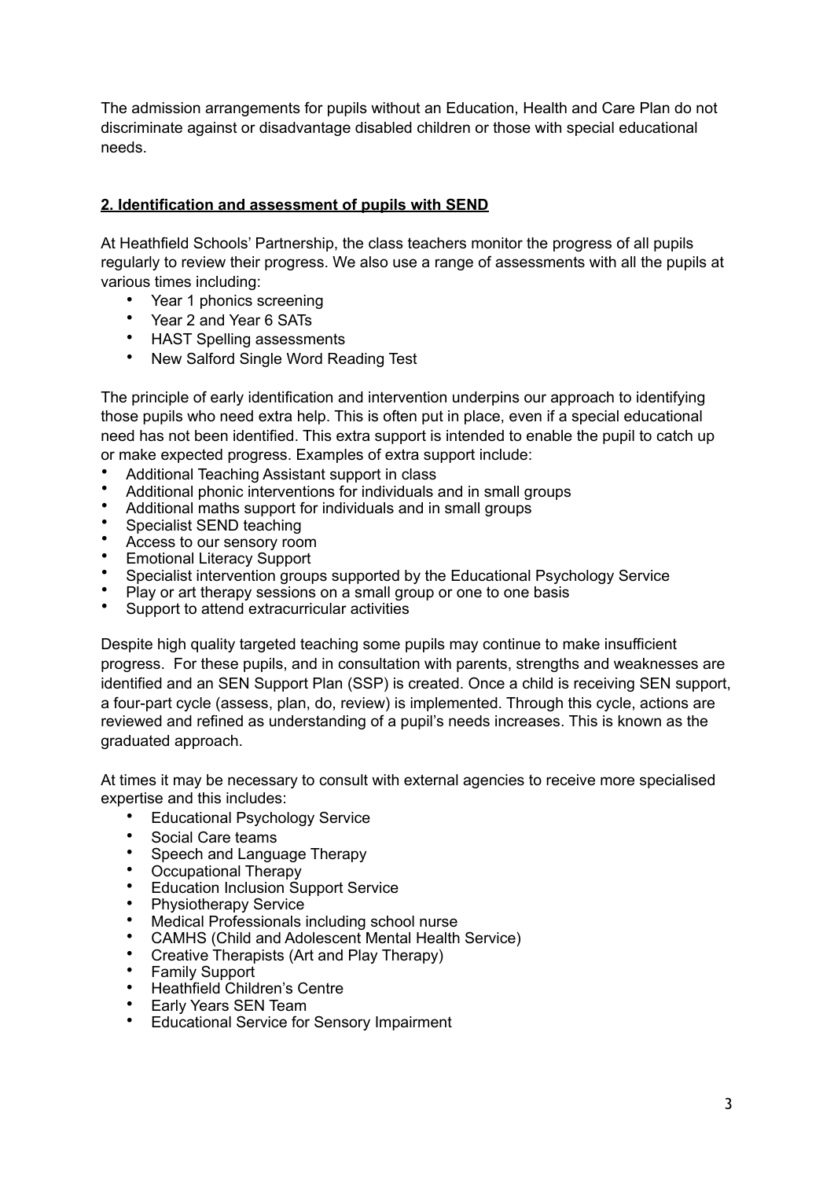The admission arrangements for pupils without an Education, Health and Care Plan do not discriminate against or disadvantage disabled children or those with special educational needs.

## 2. Identification and assessment of pupils with SEND

At Heathfield Schools' Partnership, the class teachers monitor the progress of all pupils regularly to review their progress. We also use a range of assessments with all the pupils at various times including:

- Year 1 phonics screening
- Year 2 and Year 6 SATs
- HAST Spelling assessments
- New Salford Single Word Reading Test

The principle of early identification and intervention underpins our approach to identifying those pupils who need extra help. This is often put in place, even if a special educational need has not been identified. This extra support is intended to enable the pupil to catch up or make expected progress. Examples of extra support include:

- Additional Teaching Assistant support in class
- Additional phonic interventions for individuals and in small groups
- Additional maths support for individuals and in small groups
- Specialist SEND teaching
- Access to our sensory room
- Emotional Literacy Support
- Specialist intervention groups supported by the Educational Psychology Service
- Play or art therapy sessions on a small group or one to one basis
- Support to attend extracurricular activities

Despite high quality targeted teaching some pupils may continue to make insufficient progress. For these pupils, and in consultation with parents, strengths and weaknesses are identified and an SEN Support Plan (SSP) is created. Once a child is receiving SEN support, a four-part cycle (assess, plan, do, review) is implemented. Through this cycle, actions are reviewed and refined as understanding of a pupil's needs increases. This is known as the graduated approach.

At times it may be necessary to consult with external agencies to receive more specialised expertise and this includes:

- Educational Psychology Service
- Social Care teams
- Speech and Language Therapy
- Occupational Therapy
- Education Inclusion Support Service
- Physiotherapy Service
- Medical Professionals including school nurse
- CAMHS (Child and Adolescent Mental Health Service)
- Creative Therapists (Art and Play Therapy)
- Family Support
- Heathfield Children's Centre
- Early Years SEN Team
- Educational Service for Sensory Impairment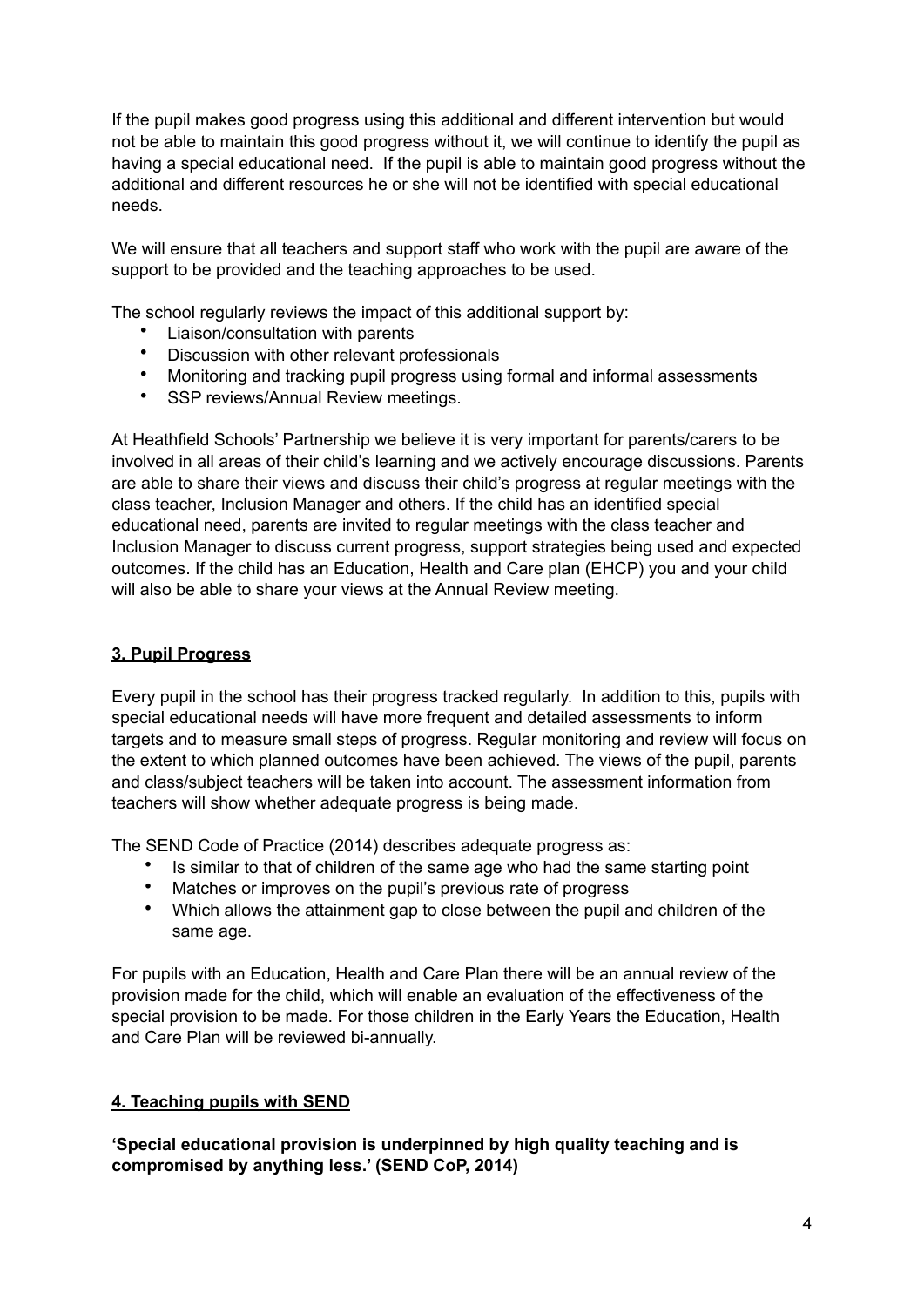If the pupil makes good progress using this additional and different intervention but would not be able to maintain this good progress without it, we will continue to identify the pupil as having a special educational need. If the pupil is able to maintain good progress without the additional and different resources he or she will not be identified with special educational needs.

We will ensure that all teachers and support staff who work with the pupil are aware of the support to be provided and the teaching approaches to be used.

The school regularly reviews the impact of this additional support by:

- Liaison/consultation with parents
- Discussion with other relevant professionals
- Monitoring and tracking pupil progress using formal and informal assessments
- SSP reviews/Annual Review meetings.

At Heathfield Schools' Partnership we believe it is very important for parents/carers to be involved in all areas of their child's learning and we actively encourage discussions. Parents are able to share their views and discuss their child's progress at regular meetings with the class teacher, Inclusion Manager and others. If the child has an identified special educational need, parents are invited to regular meetings with the class teacher and Inclusion Manager to discuss current progress, support strategies being used and expected outcomes. If the child has an Education, Health and Care plan (EHCP) you and your child will also be able to share your views at the Annual Review meeting.

## 3. Pupil Progress

Every pupil in the school has their progress tracked regularly. In addition to this, pupils with special educational needs will have more frequent and detailed assessments to inform targets and to measure small steps of progress. Regular monitoring and review will focus on the extent to which planned outcomes have been achieved. The views of the pupil, parents and class/subject teachers will be taken into account. The assessment information from teachers will show whether adequate progress is being made.

The SEND Code of Practice (2014) describes adequate progress as:

- Is similar to that of children of the same age who had the same starting point
- Matches or improves on the pupil's previous rate of progress
- Which allows the attainment gap to close between the pupil and children of the same age.

For pupils with an Education, Health and Care Plan there will be an annual review of the provision made for the child, which will enable an evaluation of the effectiveness of the special provision to be made. For those children in the Early Years the Education, Health and Care Plan will be reviewed bi-annually.

## 4. Teaching pupils with SEND

**'Special educational provision is underpinned by high quality teaching and is compromised by anything less.' (SEND CoP, 2014)**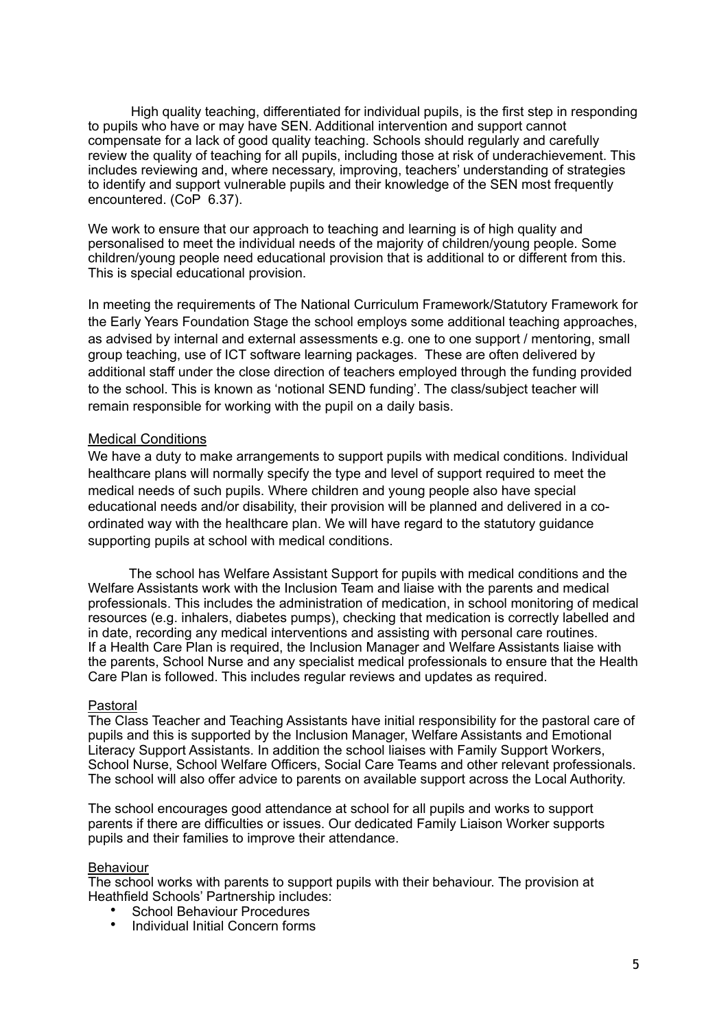High quality teaching, differentiated for individual pupils, is the first step in responding to pupils who have or may have SEN. Additional intervention and support cannot compensate for a lack of good quality teaching. Schools should regularly and carefully review the quality of teaching for all pupils, including those at risk of underachievement. This includes reviewing and, where necessary, improving, teachers' understanding of strategies to identify and support vulnerable pupils and their knowledge of the SEN most frequently encountered. (CoP 6.37).

We work to ensure that our approach to teaching and learning is of high quality and personalised to meet the individual needs of the majority of children/young people. Some children/young people need educational provision that is additional to or different from this. This is special educational provision.

In meeting the requirements of The National Curriculum Framework/Statutory Framework for the Early Years Foundation Stage the school employs some additional teaching approaches, as advised by internal and external assessments e.g. one to one support / mentoring, small group teaching, use of ICT software learning packages. These are often delivered by additional staff under the close direction of teachers employed through the funding provided to the school. This is known as 'notional SEND funding'. The class/subject teacher will remain responsible for working with the pupil on a daily basis.

<u>Medical Conditions</u>

We have a duty to make arrangements to support pupils with medical conditions. Individual healthcare plans will normally specify the type and level of support required to meet the medical needs of such pupils. Where children and young people also have special educational needs and/or disability, their provision will be planned and delivered in a co-ordinated way with the healthcare plan. We will have regard to the statutory guidance supporting pupils at school with medical conditions.

The school has Welfare Assistant Support for pupils with medical conditions and the Welfare Assistants work with the Inclusion Team and liaise with the parents and medical professionals. This includes the administration of medication, in school monitoring of medical resources (e.g. inhalers, diabetes pumps), checking that medication is correctly labelled and in date, recording any medical interventions and assisting with personal care routines. If a Health Care Plan is required, the Inclusion Manager and Welfare Assistants liaise with the parents, School Nurse and any specialist medical professionals to ensure that the Health Care Plan is followed. This includes regular reviews and updates as required.

<u>Pastoral</u>

The Class Teacher and Teaching Assistants have initial responsibility for the pastoral care of pupils and this is supported by the Inclusion Manager, Welfare Assistants and Emotional Literacy Support Assistants. In addition the school liaises with Family Support Workers, School Nurse, School Welfare Officers, Social Care Teams and other relevant professionals. The school will also offer advice to parents on available support across the Local Authority.

The school encourages good attendance at school for all pupils and works to support parents if there are difficulties or issues. Our dedicated Family Liaison Worker supports pupils and their families to improve their attendance.

<u>Behaviour</u>

The school works with parents to support pupils with their behaviour. The provision at Heathfield Schools' Partnership includes:

- School Behaviour Procedures
- Individual Initial Concern forms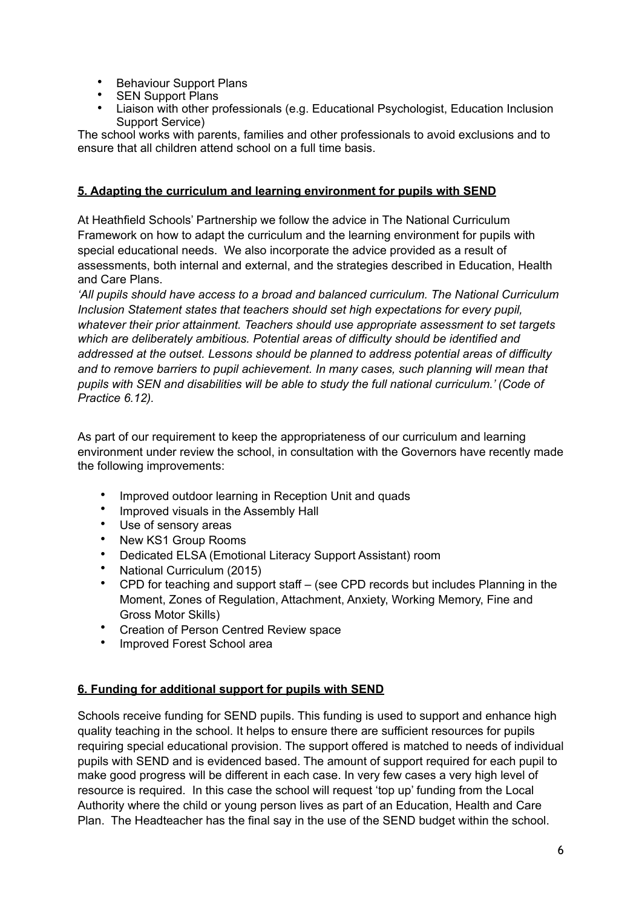- Behaviour Support Plans
- SEN Support Plans
- Liaison with other professionals (e.g. Educational Psychologist, Education Inclusion Support Service)

The school works with parents, families and other professionals to avoid exclusions and to ensure that all children attend school on a full time basis.

## 5. Adapting the curriculum and learning environment for pupils with SEND

At Heathfield Schools' Partnership we follow the advice in The National Curriculum Framework on how to adapt the curriculum and the learning environment for pupils with special educational needs. We also incorporate the advice provided as a result of assessments, both internal and external, and the strategies described in Education, Health and Care Plans.

*'All pupils should have access to a broad and balanced curriculum. The National Curriculum Inclusion Statement states that teachers should set high expectations for every pupil, whatever their prior attainment. Teachers should use appropriate assessment to set targets which are deliberately ambitious. Potential areas of difficulty should be identified and addressed at the outset. Lessons should be planned to address potential areas of difficulty and to remove barriers to pupil achievement. In many cases, such planning will mean that pupils with SEN and disabilities will be able to study the full national curriculum.' (Code of Practice 6.12).*

As part of our requirement to keep the appropriateness of our curriculum and learning environment under review the school, in consultation with the Governors have recently made the following improvements:

- Improved outdoor learning in Reception Unit and quads
- Improved visuals in the Assembly Hall
- Use of sensory areas
- New KS1 Group Rooms
- Dedicated ELSA (Emotional Literacy Support Assistant) room
- National Curriculum (2015)
- CPD for teaching and support staff – (see CPD records but includes Planning in the Moment, Zones of Regulation, Attachment, Anxiety, Working Memory, Fine and Gross Motor Skills)
- Creation of Person Centred Review space
- Improved Forest School area

## 6. Funding for additional support for pupils with SEND

Schools receive funding for SEND pupils. This funding is used to support and enhance high quality teaching in the school. It helps to ensure there are sufficient resources for pupils requiring special educational provision. The support offered is matched to needs of individual pupils with SEND and is evidenced based. The amount of support required for each pupil to make good progress will be different in each case. In very few cases a very high level of resource is required. In this case the school will request 'top up' funding from the Local Authority where the child or young person lives as part of an Education, Health and Care Plan. The Headteacher has the final say in the use of the SEND budget within the school.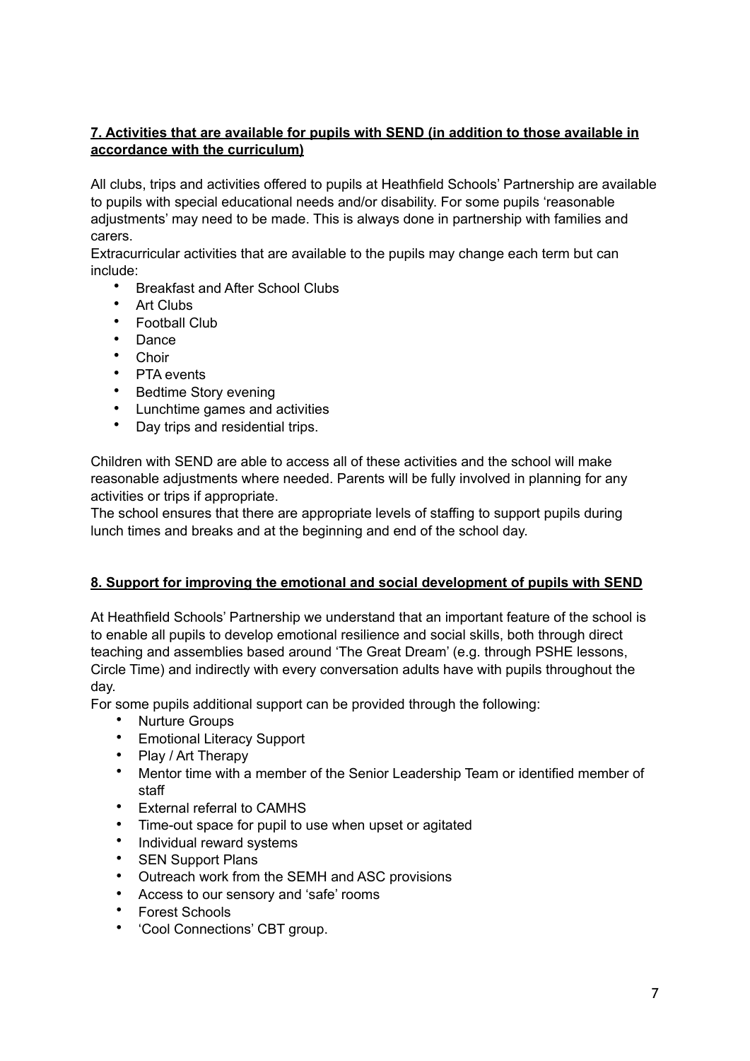## 7. Activities that are available for pupils with SEND (in addition to those available in accordance with the curriculum)

All clubs, trips and activities offered to pupils at Heathfield Schools' Partnership are available to pupils with special educational needs and/or disability. For some pupils 'reasonable adjustments' may need to be made. This is always done in partnership with families and carers.

Extracurricular activities that are available to the pupils may change each term but can include:

- Breakfast and After School Clubs
- Art Clubs
- Football Club
- Dance
- Choir
- PTA events
- Bedtime Story evening
- Lunchtime games and activities
- Day trips and residential trips.

Children with SEND are able to access all of these activities and the school will make reasonable adjustments where needed. Parents will be fully involved in planning for any activities or trips if appropriate.

The school ensures that there are appropriate levels of staffing to support pupils during lunch times and breaks and at the beginning and end of the school day.

## 8. Support for improving the emotional and social development of pupils with SEND

At Heathfield Schools' Partnership we understand that an important feature of the school is to enable all pupils to develop emotional resilience and social skills, both through direct teaching and assemblies based around 'The Great Dream' (e.g. through PSHE lessons, Circle Time) and indirectly with every conversation adults have with pupils throughout the day.

For some pupils additional support can be provided through the following:

- Nurture Groups
- Emotional Literacy Support
- Play / Art Therapy
- Mentor time with a member of the Senior Leadership Team or identified member of staff
- External referral to CAMHS
- Time-out space for pupil to use when upset or agitated
- Individual reward systems
- SEN Support Plans
- Outreach work from the SEMH and ASC provisions
- Access to our sensory and 'safe' rooms
- Forest Schools
- 'Cool Connections' CBT group.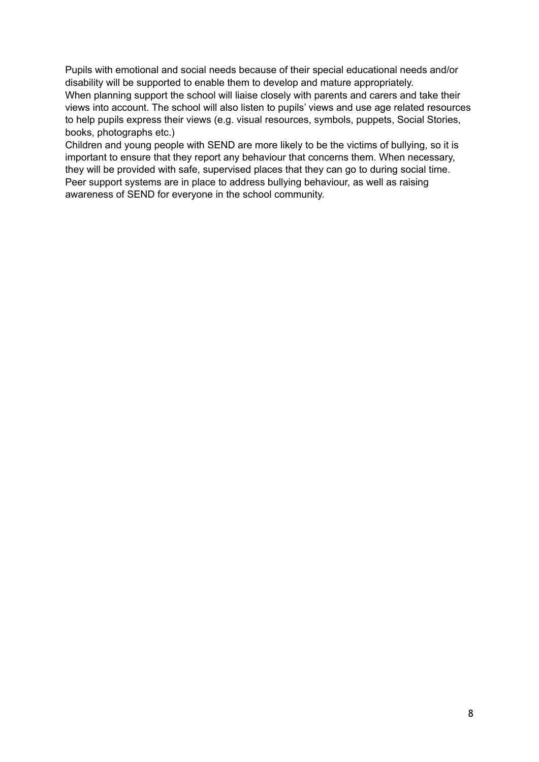Pupils with emotional and social needs because of their special educational needs and/or disability will be supported to enable them to develop and mature appropriately.

When planning support the school will liaise closely with parents and carers and take their views into account. The school will also listen to pupils' views and use age related resources to help pupils express their views (e.g. visual resources, symbols, puppets, Social Stories, books, photographs etc.)

Children and young people with SEND are more likely to be the victims of bullying, so it is important to ensure that they report any behaviour that concerns them. When necessary, they will be provided with safe, supervised places that they can go to during social time. Peer support systems are in place to address bullying behaviour, as well as raising awareness of SEND for everyone in the school community.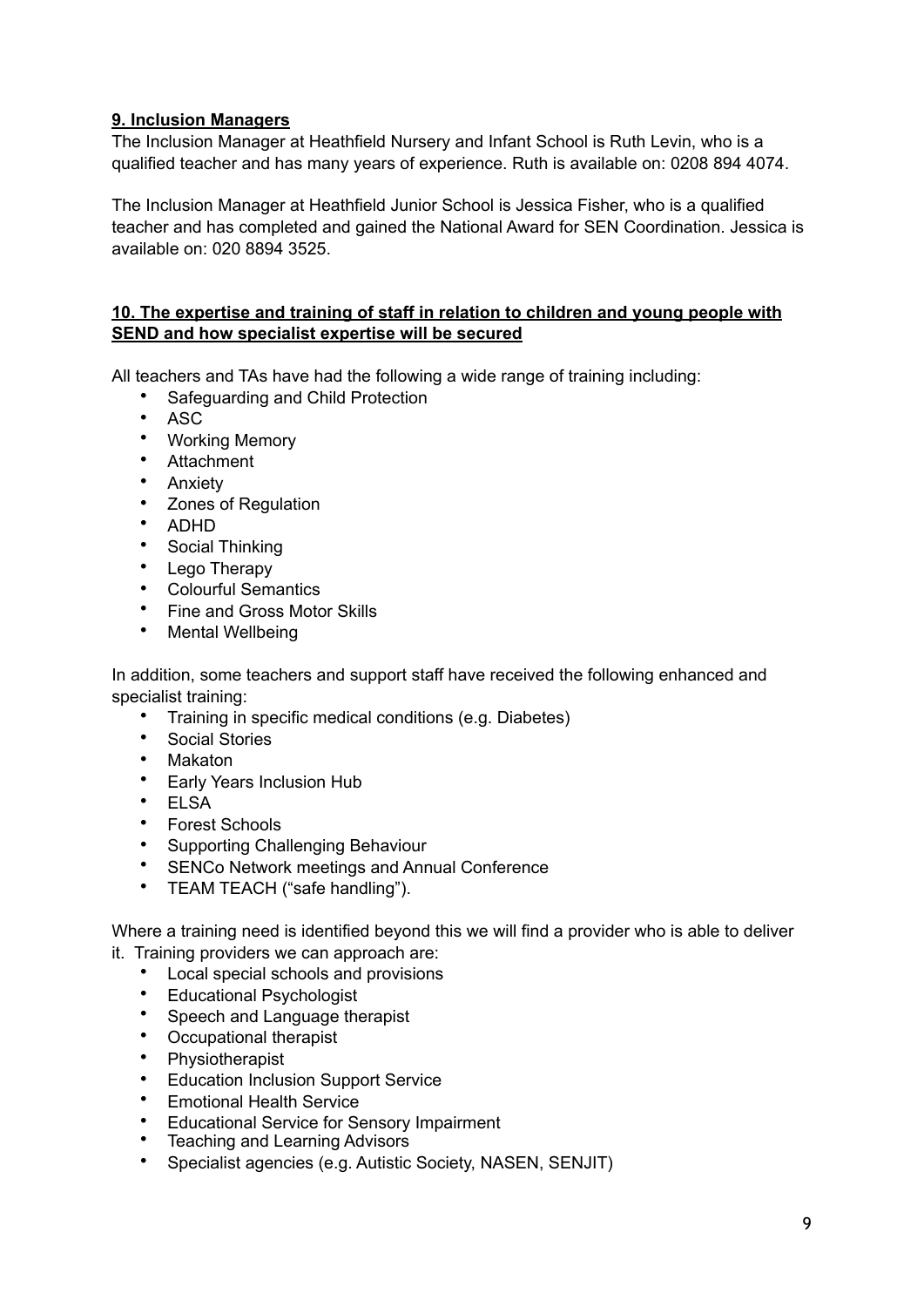**9. Inclusion Managers**

The Inclusion Manager at Heathfield Nursery and Infant School is Ruth Levin, who is a qualified teacher and has many years of experience. Ruth is available on: 0208 894 4074.

The Inclusion Manager at Heathfield Junior School is Jessica Fisher, who is a qualified teacher and has completed and gained the National Award for SEN Coordination. Jessica is available on: 020 8894 3525.

**10. The expertise and training of staff in relation to children and young people with SEND and how specialist expertise will be secured**

All teachers and TAs have had the following a wide range of training including:

- Safeguarding and Child Protection
- ASC
- Working Memory
- Attachment
- Anxiety
- Zones of Regulation
- ADHD
- Social Thinking
- Lego Therapy
- Colourful Semantics
- Fine and Gross Motor Skills
- Mental Wellbeing

In addition, some teachers and support staff have received the following enhanced and specialist training:

- Training in specific medical conditions (e.g. Diabetes)
- Social Stories
- Makaton
- Early Years Inclusion Hub
- ELSA
- Forest Schools
- Supporting Challenging Behaviour
- SENCo Network meetings and Annual Conference
- TEAM TEACH ("safe handling").

Where a training need is identified beyond this we will find a provider who is able to deliver it. Training providers we can approach are:

- Local special schools and provisions
- Educational Psychologist
- Speech and Language therapist
- Occupational therapist
- Physiotherapist
- Education Inclusion Support Service
- Emotional Health Service
- Educational Service for Sensory Impairment
- Teaching and Learning Advisors
- Specialist agencies (e.g. Autistic Society, NASEN, SENJIT)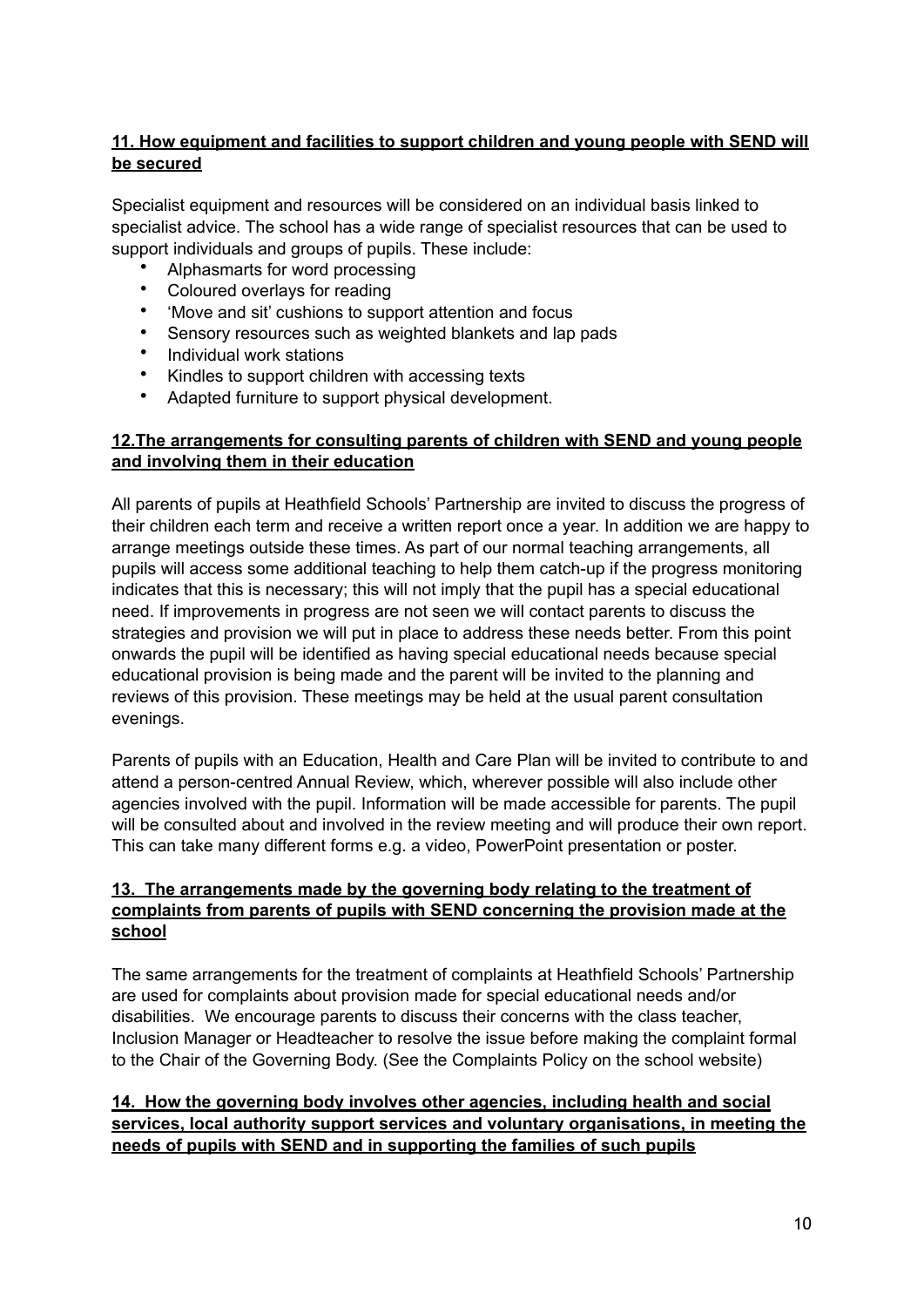### 11. How equipment and facilities to support children and young people with SEND will be secured

Specialist equipment and resources will be considered on an individual basis linked to specialist advice. The school has a wide range of specialist resources that can be used to support individuals and groups of pupils. These include:

- Alphasmarts for word processing
- Coloured overlays for reading
- 'Move and sit' cushions to support attention and focus
- Sensory resources such as weighted blankets and lap pads
- Individual work stations
- Kindles to support children with accessing texts
- Adapted furniture to support physical development.

### 12.The arrangements for consulting parents of children with SEND and young people and involving them in their education

All parents of pupils at Heathfield Schools' Partnership are invited to discuss the progress of their children each term and receive a written report once a year. In addition we are happy to arrange meetings outside these times. As part of our normal teaching arrangements, all pupils will access some additional teaching to help them catch-up if the progress monitoring indicates that this is necessary; this will not imply that the pupil has a special educational need. If improvements in progress are not seen we will contact parents to discuss the strategies and provision we will put in place to address these needs better. From this point onwards the pupil will be identified as having special educational needs because special educational provision is being made and the parent will be invited to the planning and reviews of this provision. These meetings may be held at the usual parent consultation evenings.

Parents of pupils with an Education, Health and Care Plan will be invited to contribute to and attend a person-centred Annual Review, which, wherever possible will also include other agencies involved with the pupil. Information will be made accessible for parents. The pupil will be consulted about and involved in the review meeting and will produce their own report. This can take many different forms e.g. a video, PowerPoint presentation or poster.

### 13. The arrangements made by the governing body relating to the treatment of complaints from parents of pupils with SEND concerning the provision made at the school

The same arrangements for the treatment of complaints at Heathfield Schools' Partnership are used for complaints about provision made for special educational needs and/or disabilities. We encourage parents to discuss their concerns with the class teacher, Inclusion Manager or Headteacher to resolve the issue before making the complaint formal to the Chair of the Governing Body. (See the Complaints Policy on the school website)

### 14. How the governing body involves other agencies, including health and social services, local authority support services and voluntary organisations, in meeting the needs of pupils with SEND and in supporting the families of such pupils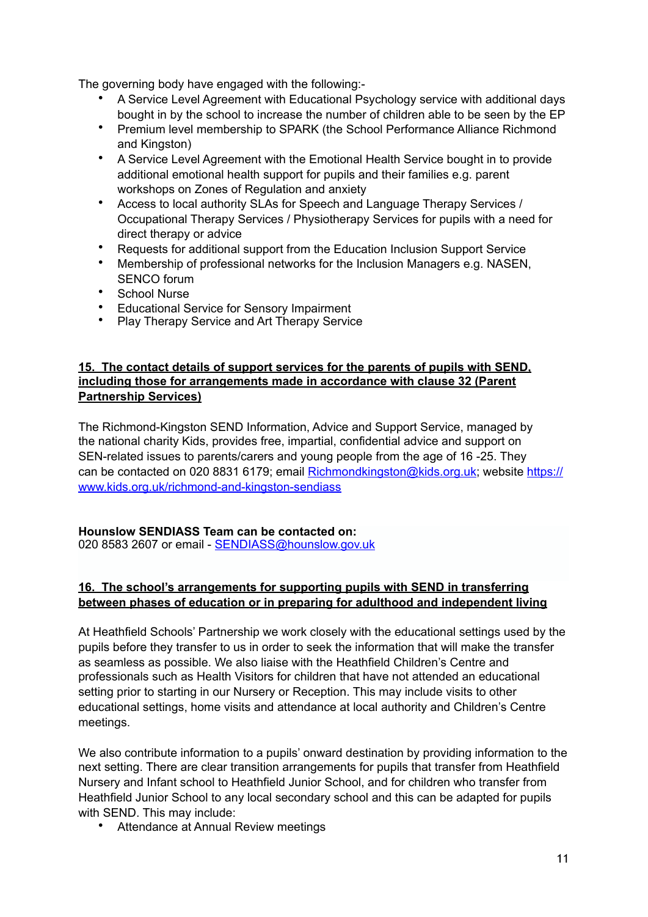The governing body have engaged with the following:-

- A Service Level Agreement with Educational Psychology service with additional days bought in by the school to increase the number of children able to be seen by the EP
- Premium level membership to SPARK (the School Performance Alliance Richmond and Kingston)
- A Service Level Agreement with the Emotional Health Service bought in to provide additional emotional health support for pupils and their families e.g. parent workshops on Zones of Regulation and anxiety
- Access to local authority SLAs for Speech and Language Therapy Services / Occupational Therapy Services / Physiotherapy Services for pupils with a need for direct therapy or advice
- Requests for additional support from the Education Inclusion Support Service
- Membership of professional networks for the Inclusion Managers e.g. NASEN, SENCO forum
- School Nurse
- Educational Service for Sensory Impairment
- Play Therapy Service and Art Therapy Service

**15. The contact details of support services for the parents of pupils with SEND, including those for arrangements made in accordance with clause 32 (Parent Partnership Services)**

The Richmond-Kingston SEND Information, Advice and Support Service, managed by the national charity Kids, provides free, impartial, confidential advice and support on SEN-related issues to parents/carers and young people from the age of 16 -25. They can be contacted on 020 8831 6179; email Richmondkingston@kids.org.uk; website https://www.kids.org.uk/richmond-and-kingston-sendiass

**Hounslow SENDIASS Team can be contacted on:**
020 8583 2607 or email - SENDIASS@hounslow.gov.uk

**16. The school's arrangements for supporting pupils with SEND in transferring between phases of education or in preparing for adulthood and independent living**

At Heathfield Schools' Partnership we work closely with the educational settings used by the pupils before they transfer to us in order to seek the information that will make the transfer as seamless as possible. We also liaise with the Heathfield Children's Centre and professionals such as Health Visitors for children that have not attended an educational setting prior to starting in our Nursery or Reception. This may include visits to other educational settings, home visits and attendance at local authority and Children's Centre meetings.

We also contribute information to a pupils' onward destination by providing information to the next setting. There are clear transition arrangements for pupils that transfer from Heathfield Nursery and Infant school to Heathfield Junior School, and for children who transfer from Heathfield Junior School to any local secondary school and this can be adapted for pupils with SEND. This may include:

- Attendance at Annual Review meetings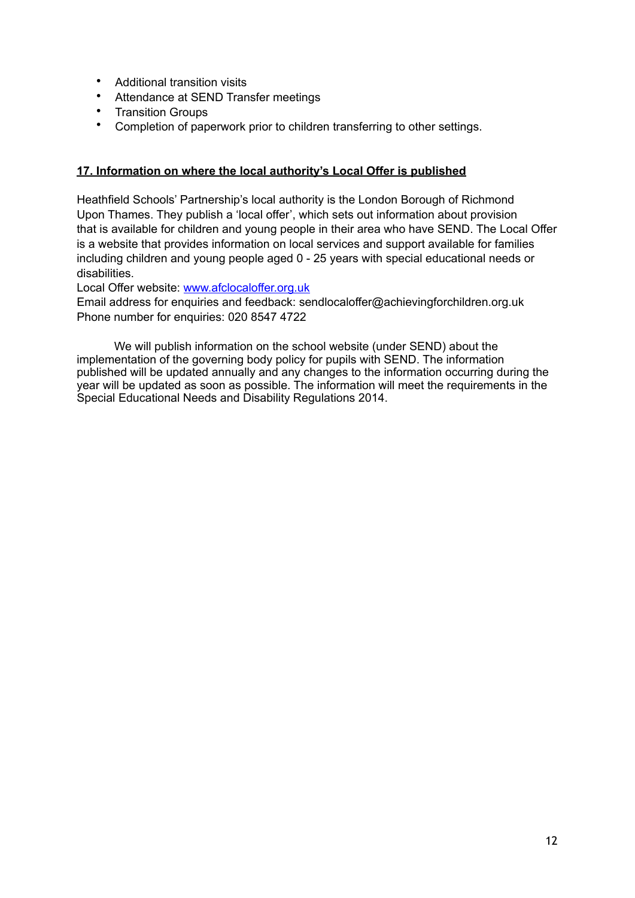- Additional transition visits
- Attendance at SEND Transfer meetings
- Transition Groups
- Completion of paperwork prior to children transferring to other settings.

## 17. Information on where the local authority's Local Offer is published

Heathfield Schools' Partnership's local authority is the London Borough of Richmond Upon Thames. They publish a 'local offer', which sets out information about provision that is available for children and young people in their area who have SEND. The Local Offer is a website that provides information on local services and support available for families including children and young people aged 0 - 25 years with special educational needs or disabilities.

Local Offer website: [www.afclocaloffer.org.uk](http://www.afclocaloffer.org.uk)
Email address for enquiries and feedback: sendlocaloffer@achievingforchildren.org.uk
Phone number for enquiries: 020 8547 4722

We will publish information on the school website (under SEND) about the implementation of the governing body policy for pupils with SEND. The information published will be updated annually and any changes to the information occurring during the year will be updated as soon as possible. The information will meet the requirements in the Special Educational Needs and Disability Regulations 2014.